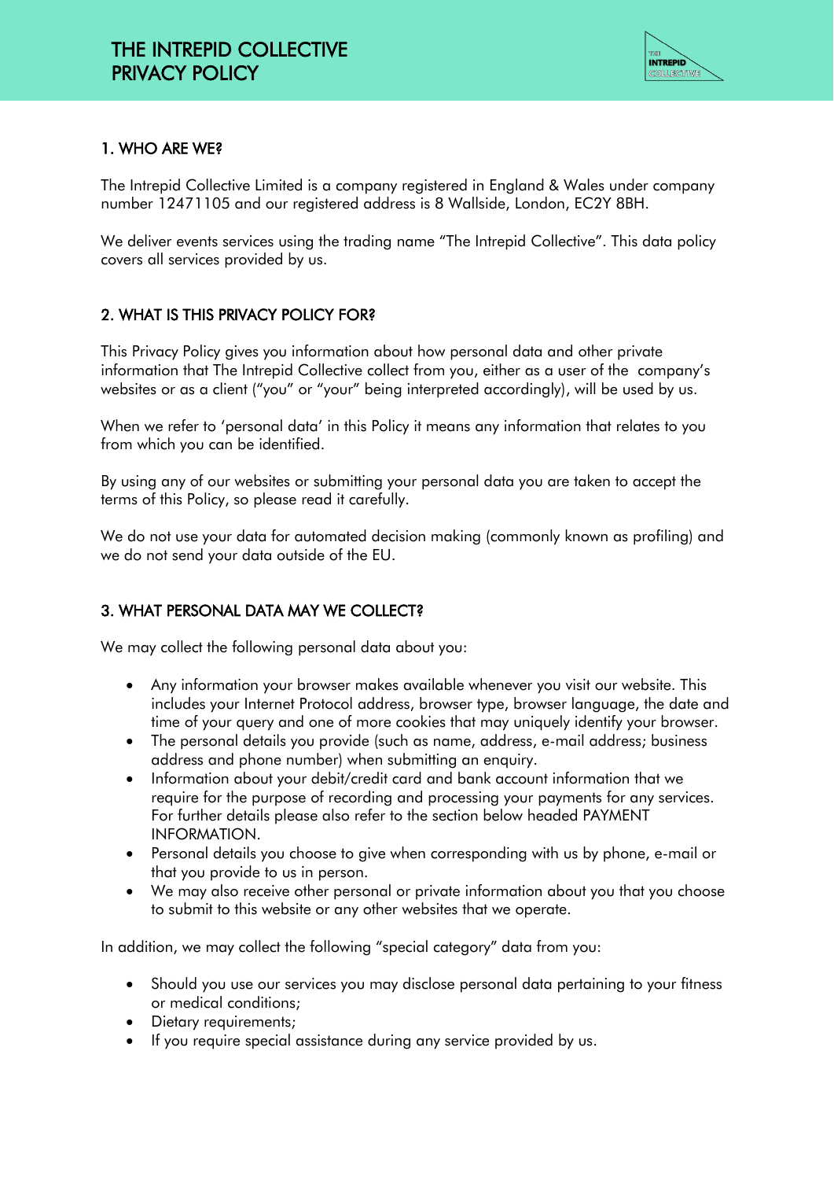# THE INTREPID COLLECTIVE PRIVACY POLICY

## 1. WHO ARE WE?

The Intrepid Collective Limited is a company registered in England & Wales under company number 12471105 and our registered address is 8 Wallside, London, EC2Y 8BH.

We deliver events services using the trading name "The Intrepid Collective". This data policy covers all services provided by us.

## 2. WHAT IS THIS PRIVACY POLICY FOR?

This Privacy Policy gives you information about how personal data and other private information that The Intrepid Collective collect from you, either as a user of the company's websites or as a client ("you" or "your" being interpreted accordingly), will be used by us.

When we refer to 'personal data' in this Policy it means any information that relates to you from which you can be identified.

By using any of our websites or submitting your personal data you are taken to accept the terms of this Policy, so please read it carefully.

We do not use your data for automated decision making (commonly known as profiling) and we do not send your data outside of the EU.

## 3. WHAT PERSONAL DATA MAY WE COLLECT?

We may collect the following personal data about you:

- Any information your browser makes available whenever you visit our website. This includes your Internet Protocol address, browser type, browser language, the date and time of your query and one of more cookies that may uniquely identify your browser.
- The personal details you provide (such as name, address, e-mail address; business address and phone number) when submitting an enquiry.
- Information about your debit/credit card and bank account information that we require for the purpose of recording and processing your payments for any services. For further details please also refer to the section below headed PAYMENT INFORMATION.
- Personal details you choose to give when corresponding with us by phone, e-mail or that you provide to us in person.
- We may also receive other personal or private information about you that you choose to submit to this website or any other websites that we operate.

In addition, we may collect the following "special category" data from you:

- Should you use our services you may disclose personal data pertaining to your fitness or medical conditions;
- Dietary requirements;
- If you require special assistance during any service provided by us.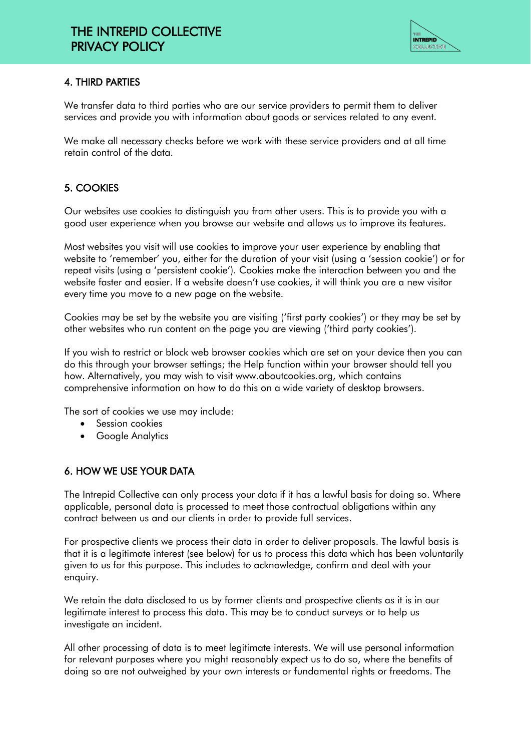## 4. THIRD PARTIES

We transfer data to third parties who are our service providers to permit them to deliver services and provide you with information about goods or services related to any event.

We make all necessary checks before we work with these service providers and at all time retain control of the data.

## 5. COOKIES

Our websites use cookies to distinguish you from other users. This is to provide you with a good user experience when you browse our website and allows us to improve its features.

Most websites you visit will use cookies to improve your user experience by enabling that website to 'remember' you, either for the duration of your visit (using a 'session cookie') or for repeat visits (using a 'persistent cookie'). Cookies make the interaction between you and the website faster and easier. If a website doesn't use cookies, it will think you are a new visitor every time you move to a new page on the website.

Cookies may be set by the website you are visiting ('first party cookies') or they may be set by other websites who run content on the page you are viewing ('third party cookies').

If you wish to restrict or block web browser cookies which are set on your device then you can do this through your browser settings; the Help function within your browser should tell you how. Alternatively, you may wish to visit www.aboutcookies.org, which contains comprehensive information on how to do this on a wide variety of desktop browsers.

The sort of cookies we use may include:

- Session cookies
- Google Analytics

## 6. HOW WE USE YOUR DATA

The Intrepid Collective can only process your data if it has a lawful basis for doing so. Where applicable, personal data is processed to meet those contractual obligations within any contract between us and our clients in order to provide full services.

For prospective clients we process their data in order to deliver proposals. The lawful basis is that it is a legitimate interest (see below) for us to process this data which has been voluntarily given to us for this purpose. This includes to acknowledge, confirm and deal with your enquiry.

We retain the data disclosed to us by former clients and prospective clients as it is in our legitimate interest to process this data. This may be to conduct surveys or to help us investigate an incident.

All other processing of data is to meet legitimate interests. We will use personal information for relevant purposes where you might reasonably expect us to do so, where the benefits of doing so are not outweighed by your own interests or fundamental rights or freedoms. The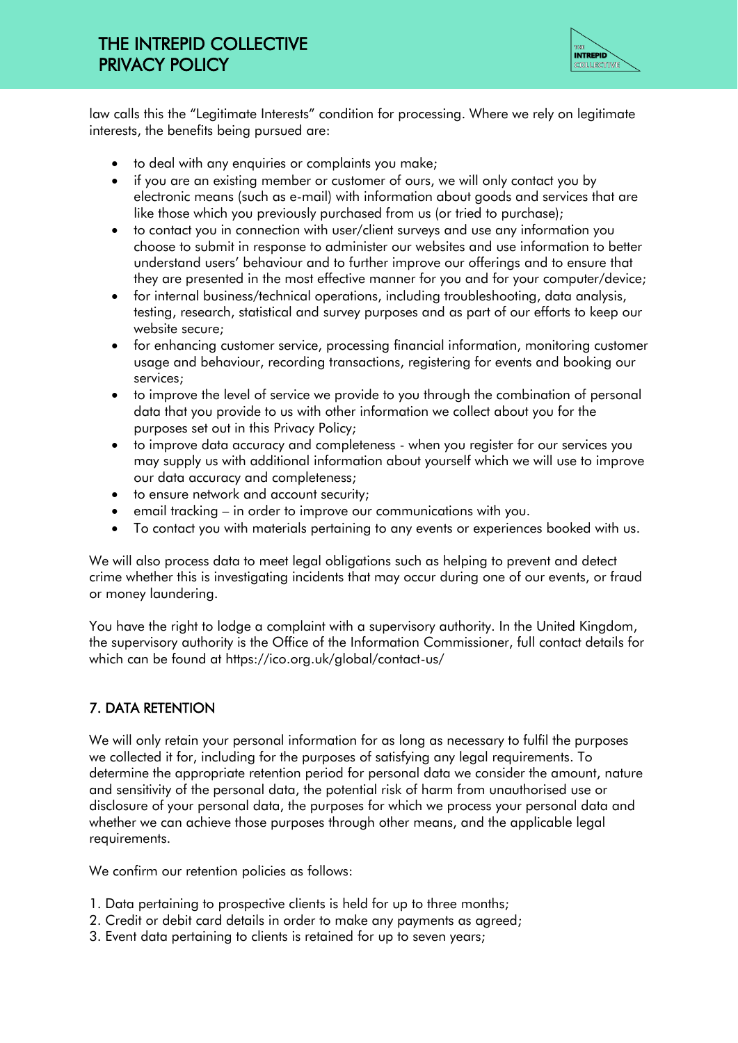law calls this the "Legitimate Interests" condition for processing. Where we rely on legitimate interests, the benefits being pursued are:

- to deal with any enquiries or complaints you make;
- if you are an existing member or customer of ours, we will only contact you by electronic means (such as e-mail) with information about goods and services that are like those which you previously purchased from us (or tried to purchase);
- to contact you in connection with user/client surveys and use any information you choose to submit in response to administer our websites and use information to better understand users' behaviour and to further improve our offerings and to ensure that they are presented in the most effective manner for you and for your computer/device;
- for internal business/technical operations, including troubleshooting, data analysis, testing, research, statistical and survey purposes and as part of our efforts to keep our website secure;
- for enhancing customer service, processing financial information, monitoring customer usage and behaviour, recording transactions, registering for events and booking our services;
- to improve the level of service we provide to you through the combination of personal data that you provide to us with other information we collect about you for the purposes set out in this Privacy Policy;
- to improve data accuracy and completeness - when you register for our services you may supply us with additional information about yourself which we will use to improve our data accuracy and completeness;
- to ensure network and account security;
- email tracking – in order to improve our communications with you.
- To contact you with materials pertaining to any events or experiences booked with us.

We will also process data to meet legal obligations such as helping to prevent and detect crime whether this is investigating incidents that may occur during one of our events, or fraud or money laundering.

You have the right to lodge a complaint with a supervisory authority. In the United Kingdom, the supervisory authority is the Office of the Information Commissioner, full contact details for which can be found at https://ico.org.uk/global/contact-us/

## 7. DATA RETENTION

We will only retain your personal information for as long as necessary to fulfil the purposes we collected it for, including for the purposes of satisfying any legal requirements. To determine the appropriate retention period for personal data we consider the amount, nature and sensitivity of the personal data, the potential risk of harm from unauthorised use or disclosure of your personal data, the purposes for which we process your personal data and whether we can achieve those purposes through other means, and the applicable legal requirements.

We confirm our retention policies as follows:

1. Data pertaining to prospective clients is held for up to three months;
2. Credit or debit card details in order to make any payments as agreed;
3. Event data pertaining to clients is retained for up to seven years;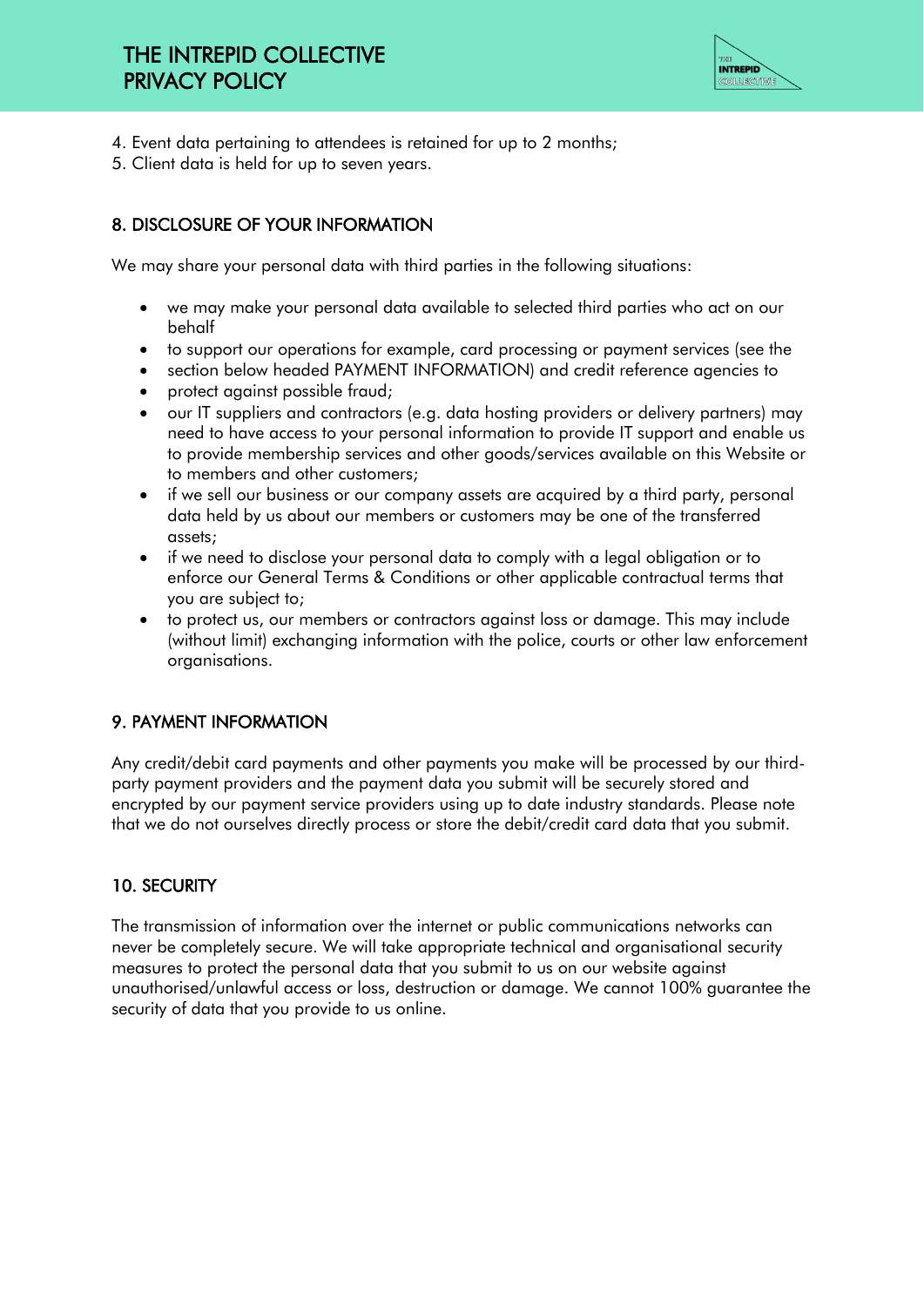4. Event data pertaining to attendees is retained for up to 2 months;
5. Client data is held for up to seven years.

## 8. DISCLOSURE OF YOUR INFORMATION

We may share your personal data with third parties in the following situations:

- we may make your personal data available to selected third parties who act on our behalf
- to support our operations for example, card processing or payment services (see the
- section below headed PAYMENT INFORMATION) and credit reference agencies to
- protect against possible fraud;
- our IT suppliers and contractors (e.g. data hosting providers or delivery partners) may need to have access to your personal information to provide IT support and enable us to provide membership services and other goods/services available on this Website or to members and other customers;
- if we sell our business or our company assets are acquired by a third party, personal data held by us about our members or customers may be one of the transferred assets;
- if we need to disclose your personal data to comply with a legal obligation or to enforce our General Terms & Conditions or other applicable contractual terms that you are subject to;
- to protect us, our members or contractors against loss or damage. This may include (without limit) exchanging information with the police, courts or other law enforcement organisations.

## 9. PAYMENT INFORMATION

Any credit/debit card payments and other payments you make will be processed by our third-party payment providers and the payment data you submit will be securely stored and encrypted by our payment service providers using up to date industry standards. Please note that we do not ourselves directly process or store the debit/credit card data that you submit.

## 10. SECURITY

The transmission of information over the internet or public communications networks can never be completely secure. We will take appropriate technical and organisational security measures to protect the personal data that you submit to us on our website against unauthorised/unlawful access or loss, destruction or damage. We cannot 100% guarantee the security of data that you provide to us online.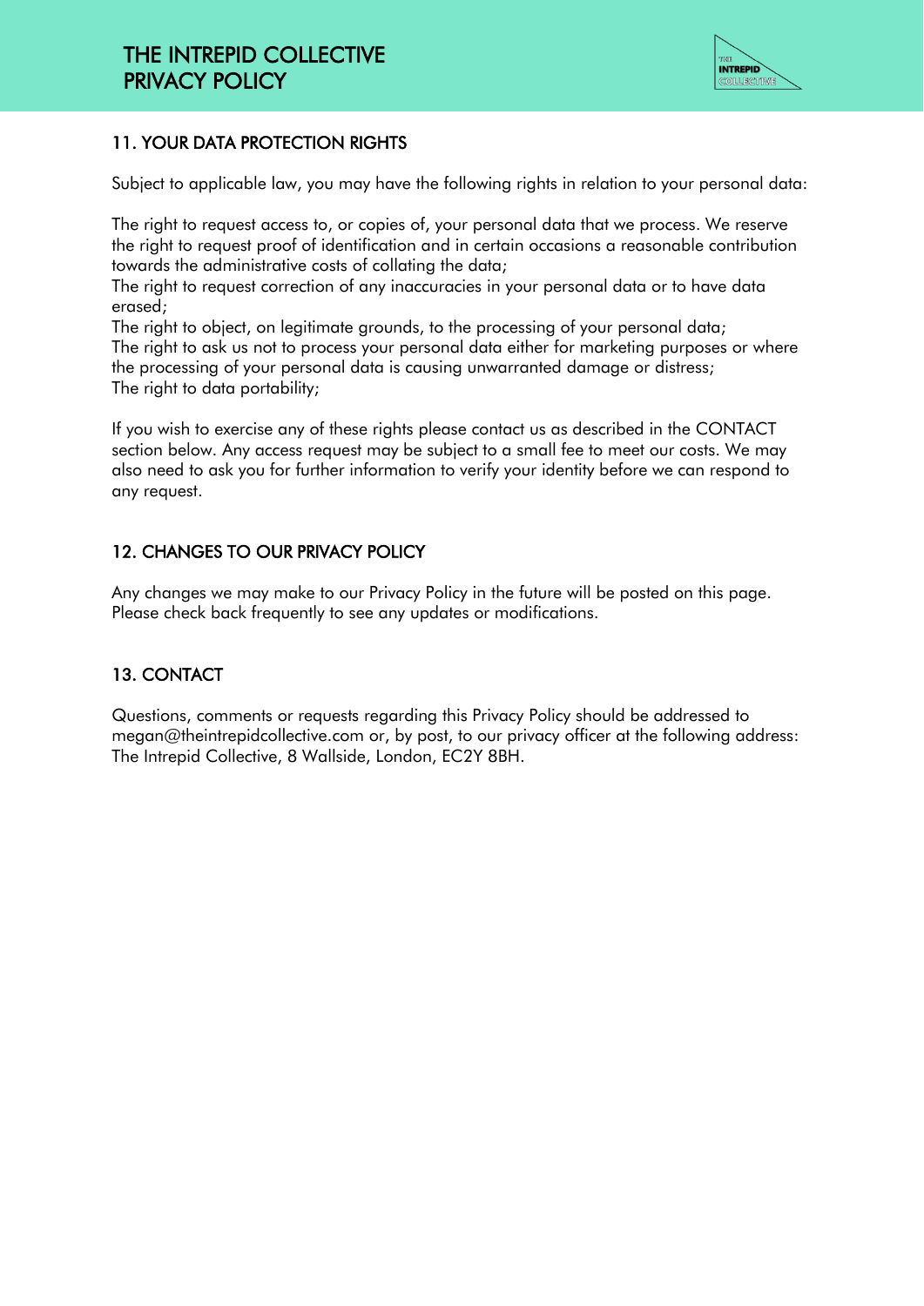## 11. YOUR DATA PROTECTION RIGHTS

Subject to applicable law, you may have the following rights in relation to your personal data:

The right to request access to, or copies of, your personal data that we process. We reserve the right to request proof of identification and in certain occasions a reasonable contribution towards the administrative costs of collating the data;
The right to request correction of any inaccuracies in your personal data or to have data erased;
The right to object, on legitimate grounds, to the processing of your personal data;
The right to ask us not to process your personal data either for marketing purposes or where the processing of your personal data is causing unwarranted damage or distress;
The right to data portability;

If you wish to exercise any of these rights please contact us as described in the CONTACT section below. Any access request may be subject to a small fee to meet our costs. We may also need to ask you for further information to verify your identity before we can respond to any request.

## 12. CHANGES TO OUR PRIVACY POLICY

Any changes we may make to our Privacy Policy in the future will be posted on this page. Please check back frequently to see any updates or modifications.

## 13. CONTACT

Questions, comments or requests regarding this Privacy Policy should be addressed to megan@theintrepidcollective.com or, by post, to our privacy officer at the following address: The Intrepid Collective, 8 Wallside, London, EC2Y 8BH.